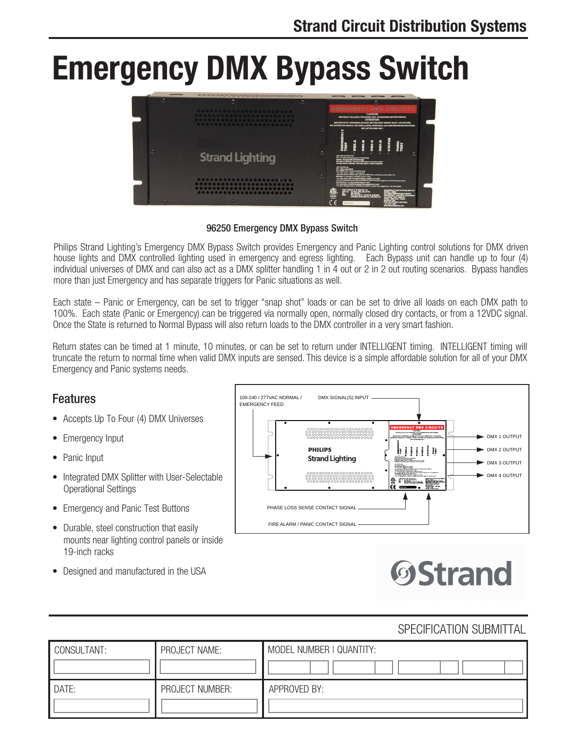# Emergency DMX Bypass Switch

96250 Emergency DMX Bypass Switch

Philips Strand Lighting's Emergency DMX Bypass Switch provides Emergency and Panic Lighting control solutions for DMX driven house lights and DMX controlled lighting used in emergency and egress lighting. Each Bypass unit can handle up to four (4) individual universes of DMX and can also act as a DMX splitter handling 1 in 4 out or 2 in 2 out routing scenarios. Bypass handles more than just Emergency and has separate triggers for Panic situations as well.

Each state – Panic or Emergency, can be set to trigger "snap shot" loads or can be set to drive all loads on each DMX path to 100%. Each state (Panic or Emergency) can be triggered via normally open, normally closed dry contacts, or from a 12VDC signal. Once the State is returned to Normal Bypass will also return loads to the DMX controller in a very smart fashion.

Return states can be timed at 1 minute, 10 minutes, or can be set to return under INTELLIGENT timing. INTELLIGENT timing will truncate the return to normal time when valid DMX inputs are sensed. This device is a simple affordable solution for all of your DMX Emergency and Panic systems needs.

## Features

- Accepts Up To Four (4) DMX Universes
- Emergency Input
- Panic Input
- Integrated DMX Splitter with User-Selectable Operational Settings
- Emergency and Panic Test Buttons
- Durable, steel construction that easily mounts near lighting control panels or inside 19-inch racks
- Designed and manufactured in the USA

100-240 / 277VAC NORMAL / EMERGENCY FEED

DMX SIGNAL(S) INPUT

DMX 1 OUTPUT

DMX 2 OUTPUT

DMX 3 OUTPUT

DMX 4 OUTPUT

PHASE LOSS SENSE CONTACT SIGNAL

FIRE ALARM / PANIC CONTACT SIGNAL

SPECIFICATION SUBMITTAL

| CONSULTANT: | PROJECT NAME: | MODEL NUMBER \| QUANTITY: |
|---|---|---|
| | | |
| DATE: | PROJECT NUMBER: | APPROVED BY: |
| | | |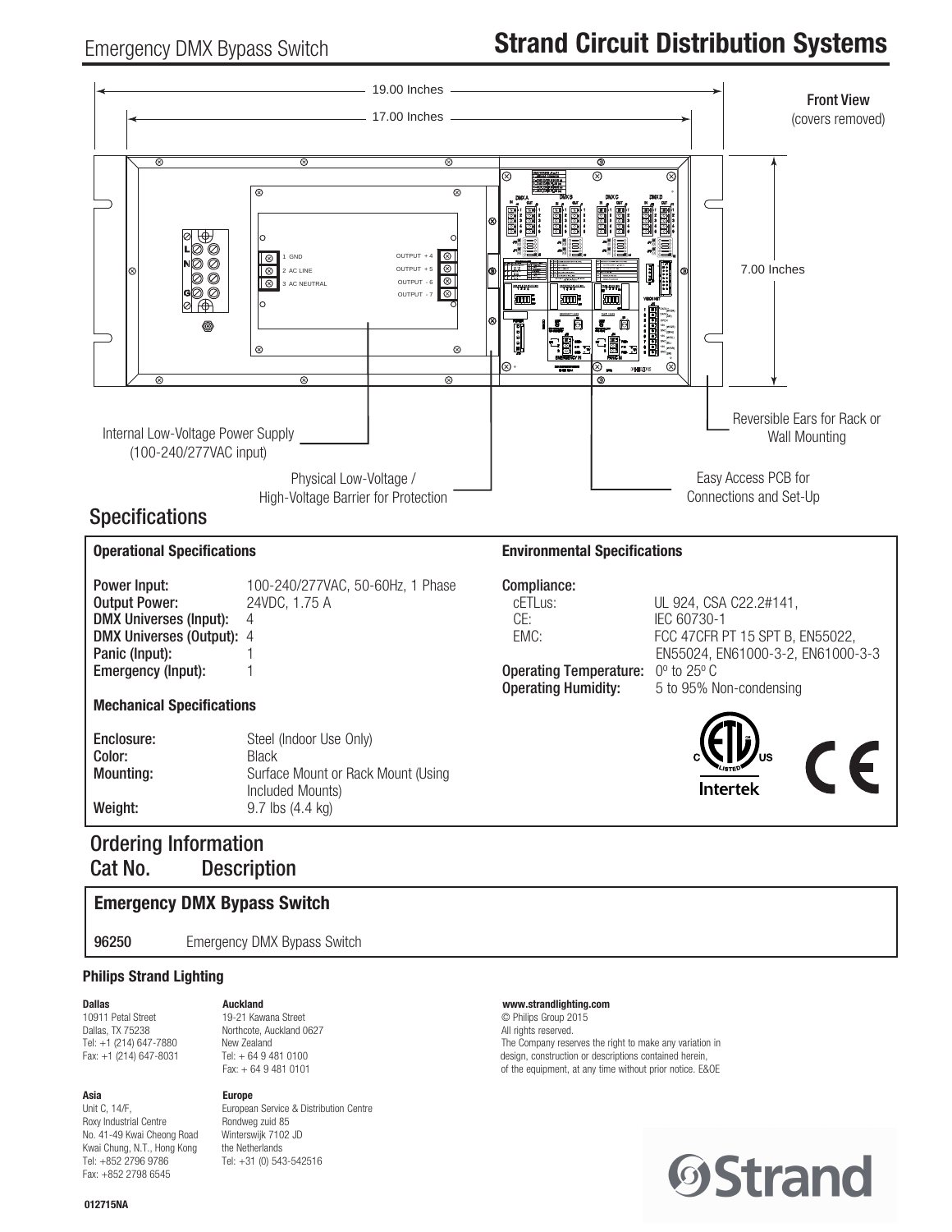Front View
(covers removed)

19.00 Inches
17.00 Inches
7.00 Inches

1 GND
2 AC LINE
3 AC NEUTRAL
OUTPUT + 4
OUTPUT + 5
OUTPUT - 6
OUTPUT - 7

Reversible Ears for Rack or Wall Mounting

Internal Low-Voltage Power Supply (100-240/277VAC input)

Physical Low-Voltage / High-Voltage Barrier for Protection

Easy Access PCB for Connections and Set-Up

## Specifications

### Operational Specifications

| | |
|---|---|
| **Power Input:** | 100-240/277VAC, 50-60Hz, 1 Phase |
| **Output Power:** | 24VDC, 1.75 A |
| **DMX Universes (Input):** | 4 |
| **DMX Universes (Output):** | 4 |
| **Panic (Input):** | 1 |
| **Emergency (Input):** | 1 |

### Mechanical Specifications

| | |
|---|---|
| **Enclosure:** | Steel (Indoor Use Only) |
| **Color:** | Black |
| **Mounting:** | Surface Mount or Rack Mount (Using Included Mounts) |
| **Weight:** | 9.7 lbs (4.4 kg) |

### Environmental Specifications

| | |
|---|---|
| **Compliance:** | |
| cETLus: | UL 924, CSA C22.2#141, |
| CE: | IEC 60730-1 |
| EMC: | FCC 47CFR PT 15 SPT B, EN55022, EN55024, EN61000-3-2, EN61000-3-3 |
| **Operating Temperature:** | 0º to 25º C |
| **Operating Humidity:** | 5 to 95% Non-condensing |

## Ordering Information

| Cat No. | Description |
|---|---|
| **Emergency DMX Bypass Switch** | |
| 96250 | Emergency DMX Bypass Switch |

**Philips Strand Lighting**

**Dallas**
10911 Petal Street
Dallas, TX 75238
Tel: +1 (214) 647-7880
Fax: +1 (214) 647-8031

**Auckland**
19-21 Kawana Street
Northcote, Auckland 0627
New Zealand
Tel: + 64 9 481 0100
Fax: + 64 9 481 0101

**Asia**
Unit C, 14/F,
Roxy Industrial Centre
No. 41-49 Kwai Cheong Road
Kwai Chung, N.T., Hong Kong
Tel: +852 2796 9786
Fax: +852 2798 6545

**Europe**
European Service & Distribution Centre
Rondweg zuid 85
Winterswijk 7102 JD
the Netherlands
Tel: +31 (0) 543-542516

**www.strandlighting.com**
© Philips Group 2015
All rights reserved.
The Company reserves the right to make any variation in design, construction or descriptions contained herein, of the equipment, at any time without prior notice. E&OE

Strand

012715NA